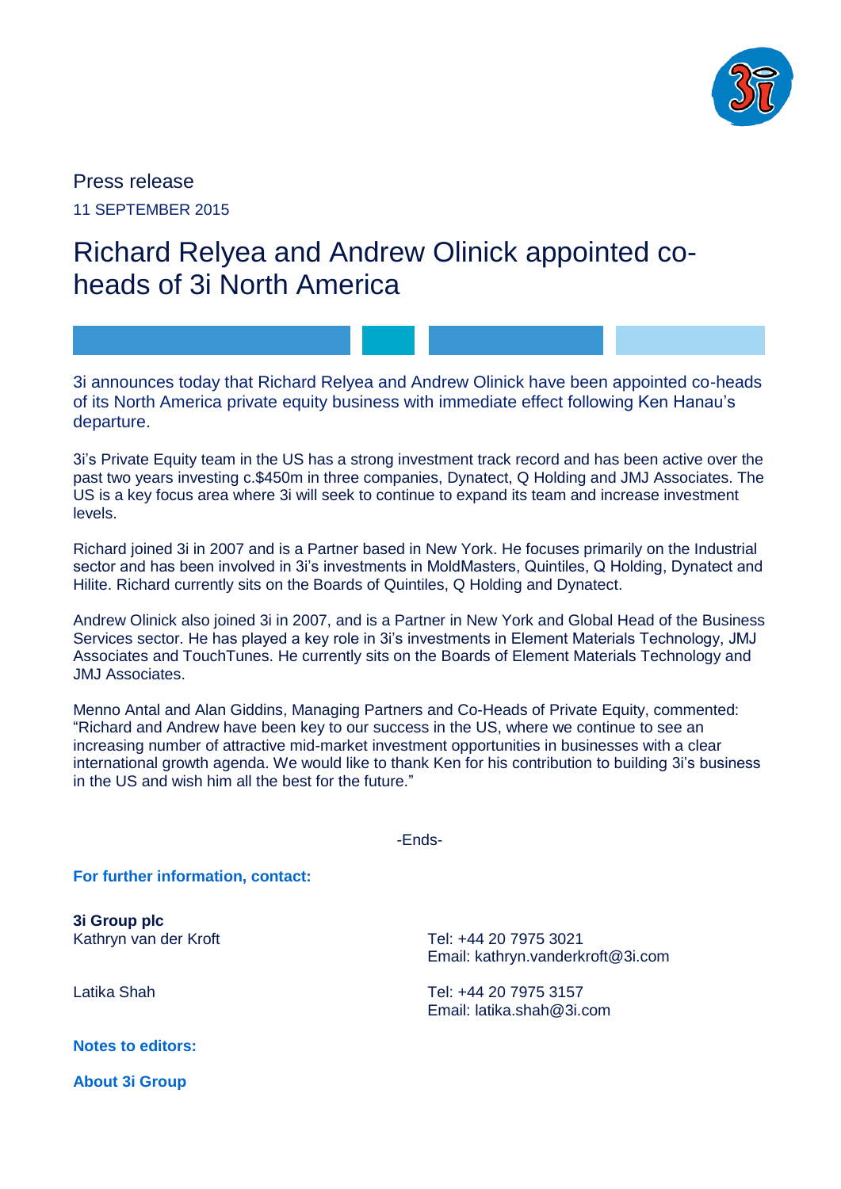Press release

11 SEPTEMBER 2015

# Richard Relyea and Andrew Olinick appointed co-heads of 3i North America

3i announces today that Richard Relyea and Andrew Olinick have been appointed co-heads of its North America private equity business with immediate effect following Ken Hanau's departure.

3i's Private Equity team in the US has a strong investment track record and has been active over the past two years investing c.$450m in three companies, Dynatect, Q Holding and JMJ Associates. The US is a key focus area where 3i will seek to continue to expand its team and increase investment levels.

Richard joined 3i in 2007 and is a Partner based in New York. He focuses primarily on the Industrial sector and has been involved in 3i's investments in MoldMasters, Quintiles, Q Holding, Dynatect and Hilite. Richard currently sits on the Boards of Quintiles, Q Holding and Dynatect.

Andrew Olinick also joined 3i in 2007, and is a Partner in New York and Global Head of the Business Services sector. He has played a key role in 3i's investments in Element Materials Technology, JMJ Associates and TouchTunes. He currently sits on the Boards of Element Materials Technology and JMJ Associates.

Menno Antal and Alan Giddins, Managing Partners and Co-Heads of Private Equity, commented: "Richard and Andrew have been key to our success in the US, where we continue to see an increasing number of attractive mid-market investment opportunities in businesses with a clear international growth agenda. We would like to thank Ken for his contribution to building 3i's business in the US and wish him all the best for the future."

-Ends-

**For further information, contact:**

**3i Group plc**

Kathryn van der Kroft
Tel: +44 20 7975 3021
Email: kathryn.vanderkroft@3i.com

Latika Shah
Tel: +44 20 7975 3157
Email: latika.shah@3i.com

**Notes to editors:**

**About 3i Group**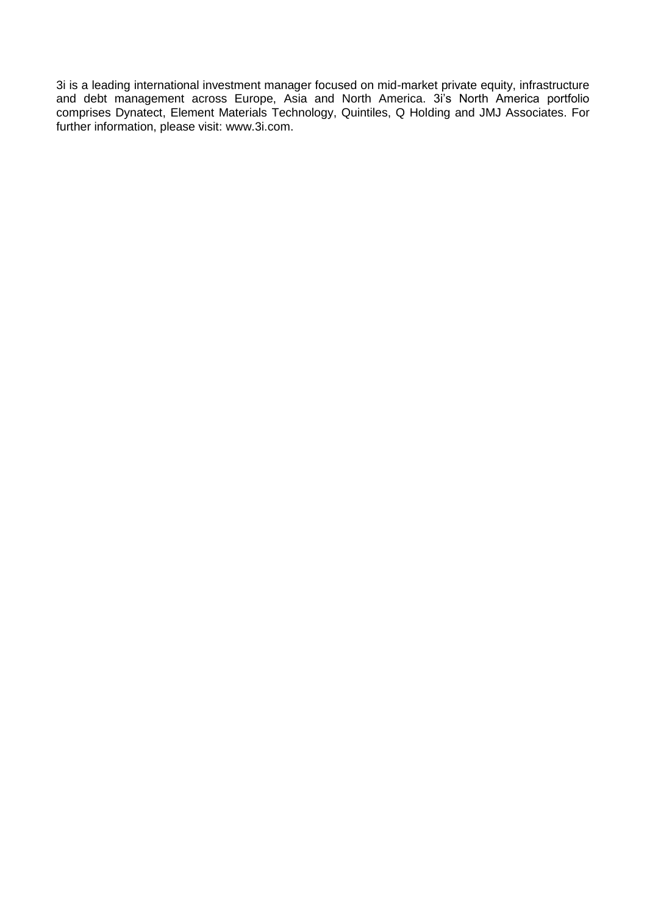3i is a leading international investment manager focused on mid-market private equity, infrastructure and debt management across Europe, Asia and North America. 3i's North America portfolio comprises Dynatect, Element Materials Technology, Quintiles, Q Holding and JMJ Associates. For further information, please visit: www.3i.com.